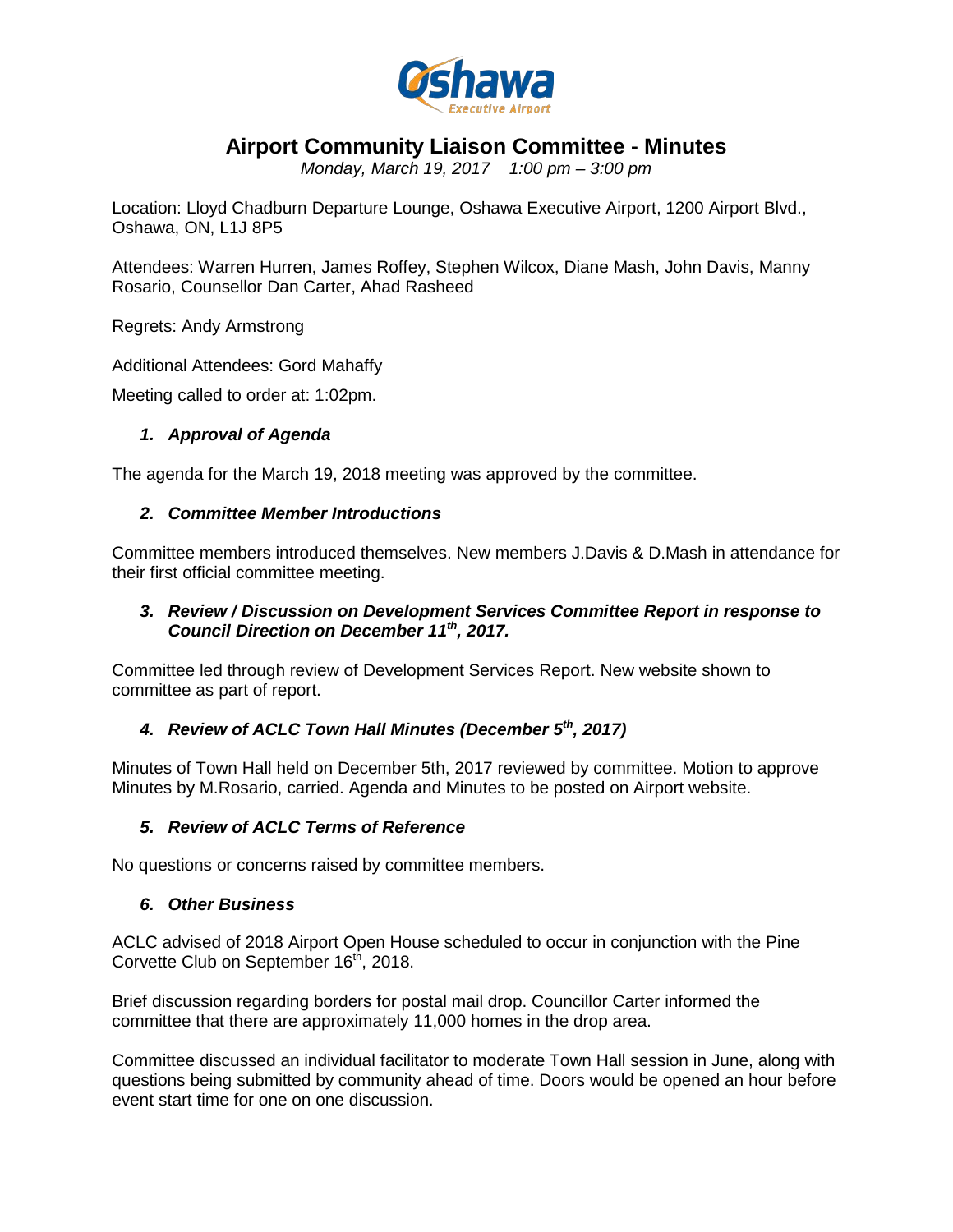Oshawa Executive Airport

# Airport Community Liaison Committee - Minutes

*Monday, March 19, 2017 1:00 pm – 3:00 pm*

Location: Lloyd Chadburn Departure Lounge, Oshawa Executive Airport, 1200 Airport Blvd., Oshawa, ON, L1J 8P5

Attendees: Warren Hurren, James Roffey, Stephen Wilcox, Diane Mash, John Davis, Manny Rosario, Counsellor Dan Carter, Ahad Rasheed

Regrets: Andy Armstrong

Additional Attendees: Gord Mahaffy

Meeting called to order at: 1:02pm.

### *1. Approval of Agenda*

The agenda for the March 19, 2018 meeting was approved by the committee.

### *2. Committee Member Introductions*

Committee members introduced themselves. New members J.Davis & D.Mash in attendance for their first official committee meeting.

### *3. Review / Discussion on Development Services Committee Report in response to Council Direction on December 11th, 2017.*

Committee led through review of Development Services Report. New website shown to committee as part of report.

### *4. Review of ACLC Town Hall Minutes (December 5th, 2017)*

Minutes of Town Hall held on December 5th, 2017 reviewed by committee. Motion to approve Minutes by M.Rosario, carried. Agenda and Minutes to be posted on Airport website.

### *5. Review of ACLC Terms of Reference*

No questions or concerns raised by committee members.

### *6. Other Business*

ACLC advised of 2018 Airport Open House scheduled to occur in conjunction with the Pine Corvette Club on September 16th, 2018.

Brief discussion regarding borders for postal mail drop. Councillor Carter informed the committee that there are approximately 11,000 homes in the drop area.

Committee discussed an individual facilitator to moderate Town Hall session in June, along with questions being submitted by community ahead of time. Doors would be opened an hour before event start time for one on one discussion.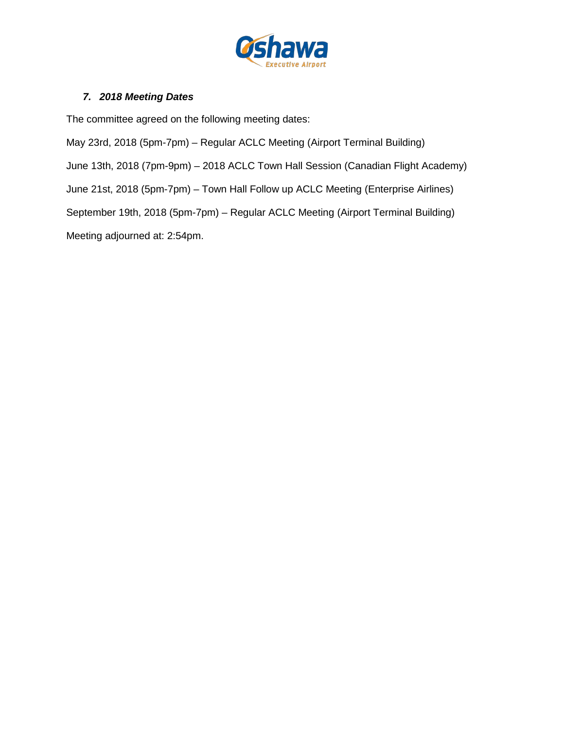### *7. 2018 Meeting Dates*

The committee agreed on the following meeting dates:

May 23rd, 2018 (5pm-7pm) – Regular ACLC Meeting (Airport Terminal Building)

June 13th, 2018 (7pm-9pm) – 2018 ACLC Town Hall Session (Canadian Flight Academy)

June 21st, 2018 (5pm-7pm) – Town Hall Follow up ACLC Meeting (Enterprise Airlines)

September 19th, 2018 (5pm-7pm) – Regular ACLC Meeting (Airport Terminal Building)

Meeting adjourned at: 2:54pm.